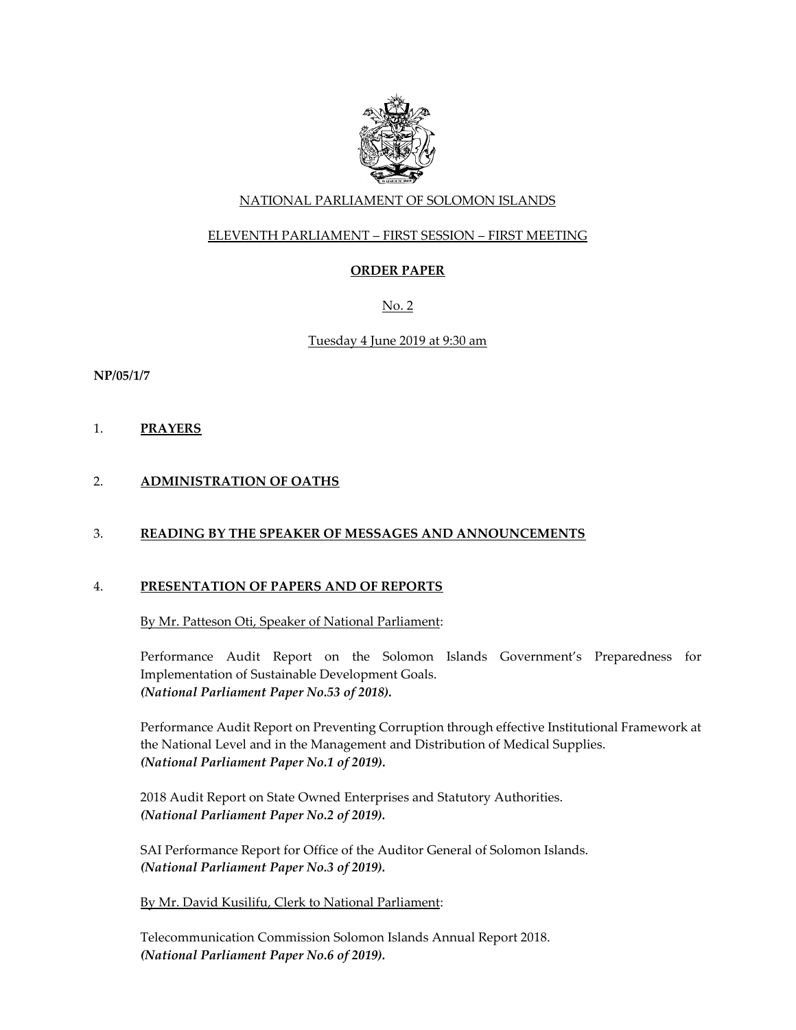NATIONAL PARLIAMENT OF SOLOMON ISLANDS

ELEVENTH PARLIAMENT – FIRST SESSION – FIRST MEETING

# ORDER PAPER

No. 2

Tuesday 4 June 2019 at 9:30 am

**NP/05/1/7**

1. **PRAYERS**

2. **ADMINISTRATION OF OATHS**

3. **READING BY THE SPEAKER OF MESSAGES AND ANNOUNCEMENTS**

4. **PRESENTATION OF PAPERS AND OF REPORTS**

By Mr. Patteson Oti, Speaker of National Parliament:

Performance Audit Report on the Solomon Islands Government's Preparedness for Implementation of Sustainable Development Goals.
***(National Parliament Paper No.53 of 2018).***

Performance Audit Report on Preventing Corruption through effective Institutional Framework at the National Level and in the Management and Distribution of Medical Supplies.
***(National Parliament Paper No.1 of 2019).***

2018 Audit Report on State Owned Enterprises and Statutory Authorities.
***(National Parliament Paper No.2 of 2019).***

SAI Performance Report for Office of the Auditor General of Solomon Islands.
***(National Parliament Paper No.3 of 2019).***

By Mr. David Kusilifu, Clerk to National Parliament:

Telecommunication Commission Solomon Islands Annual Report 2018.
***(National Parliament Paper No.6 of 2019).***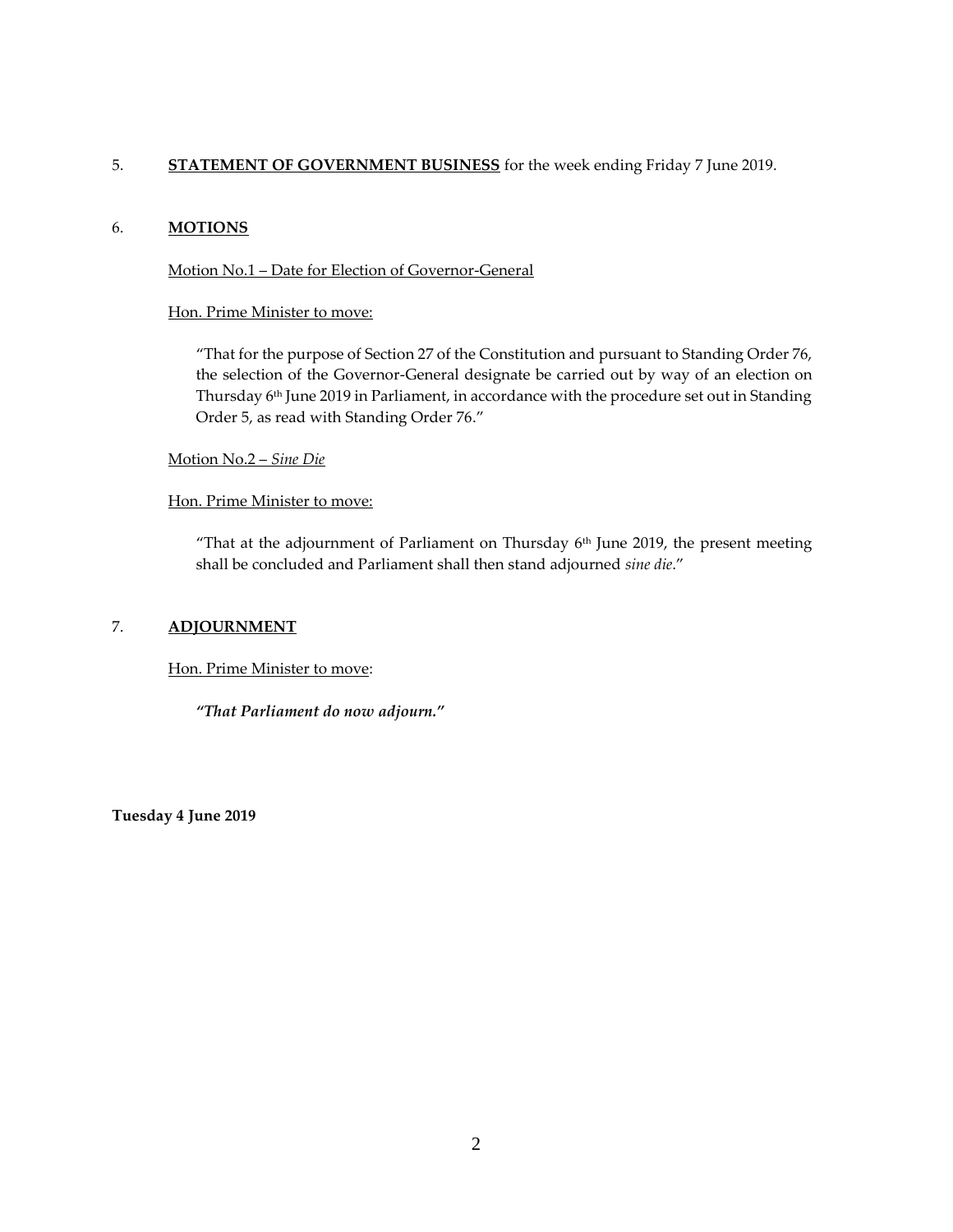5. **STATEMENT OF GOVERNMENT BUSINESS** for the week ending Friday 7 June 2019.

6. **MOTIONS**

Motion No.1 – Date for Election of Governor-General

Hon. Prime Minister to move:

> "That for the purpose of Section 27 of the Constitution and pursuant to Standing Order 76, the selection of the Governor-General designate be carried out by way of an election on Thursday 6th June 2019 in Parliament, in accordance with the procedure set out in Standing Order 5, as read with Standing Order 76."

Motion No.2 – *Sine Die*

Hon. Prime Minister to move:

> "That at the adjournment of Parliament on Thursday 6th June 2019, the present meeting shall be concluded and Parliament shall then stand adjourned *sine die*."

7. **ADJOURNMENT**

Hon. Prime Minister to move:

> ***"That Parliament do now adjourn."***

**Tuesday 4 June 2019**